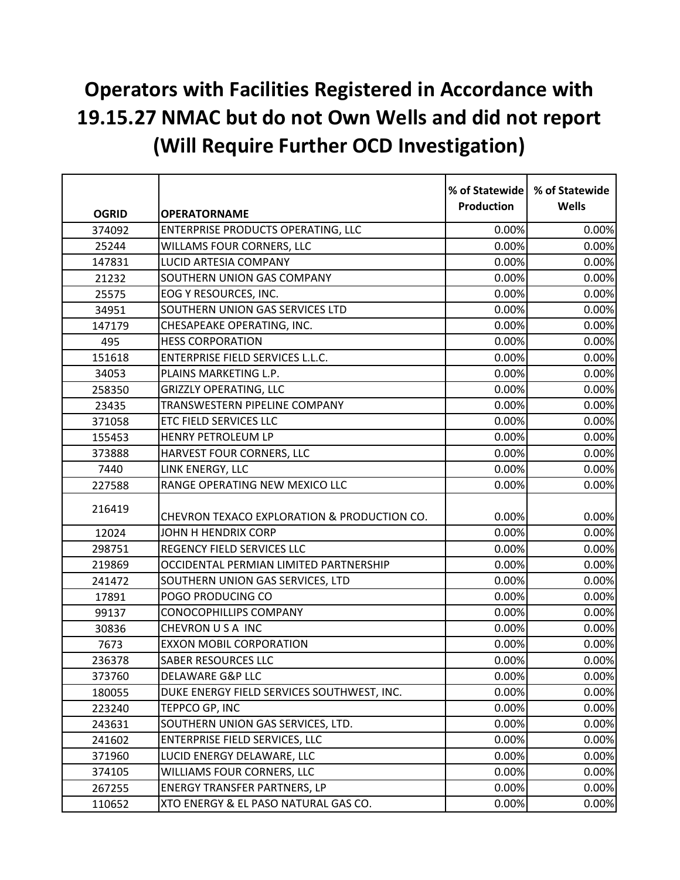# Operators with Facilities Registered in Accordance with 19.15.27 NMAC but do not Own Wells and did not report (Will Require Further OCD Investigation)

| OGRID | OPERATORNAME | % of Statewide Production | % of Statewide Wells |
|---|---|---|---|
| 374092 | ENTERPRISE PRODUCTS OPERATING, LLC | 0.00% | 0.00% |
| 25244 | WILLAMS FOUR CORNERS, LLC | 0.00% | 0.00% |
| 147831 | LUCID ARTESIA COMPANY | 0.00% | 0.00% |
| 21232 | SOUTHERN UNION GAS COMPANY | 0.00% | 0.00% |
| 25575 | EOG Y RESOURCES, INC. | 0.00% | 0.00% |
| 34951 | SOUTHERN UNION GAS SERVICES LTD | 0.00% | 0.00% |
| 147179 | CHESAPEAKE OPERATING, INC. | 0.00% | 0.00% |
| 495 | HESS CORPORATION | 0.00% | 0.00% |
| 151618 | ENTERPRISE FIELD SERVICES L.L.C. | 0.00% | 0.00% |
| 34053 | PLAINS MARKETING L.P. | 0.00% | 0.00% |
| 258350 | GRIZZLY OPERATING, LLC | 0.00% | 0.00% |
| 23435 | TRANSWESTERN PIPELINE COMPANY | 0.00% | 0.00% |
| 371058 | ETC FIELD SERVICES LLC | 0.00% | 0.00% |
| 155453 | HENRY PETROLEUM LP | 0.00% | 0.00% |
| 373888 | HARVEST FOUR CORNERS, LLC | 0.00% | 0.00% |
| 7440 | LINK ENERGY, LLC | 0.00% | 0.00% |
| 227588 | RANGE OPERATING NEW MEXICO LLC | 0.00% | 0.00% |
| 216419 | CHEVRON TEXACO EXPLORATION & PRODUCTION CO. | 0.00% | 0.00% |
| 12024 | JOHN H HENDRIX CORP | 0.00% | 0.00% |
| 298751 | REGENCY FIELD SERVICES LLC | 0.00% | 0.00% |
| 219869 | OCCIDENTAL PERMIAN LIMITED PARTNERSHIP | 0.00% | 0.00% |
| 241472 | SOUTHERN UNION GAS SERVICES, LTD | 0.00% | 0.00% |
| 17891 | POGO PRODUCING CO | 0.00% | 0.00% |
| 99137 | CONOCOPHILLIPS COMPANY | 0.00% | 0.00% |
| 30836 | CHEVRON U S A INC | 0.00% | 0.00% |
| 7673 | EXXON MOBIL CORPORATION | 0.00% | 0.00% |
| 236378 | SABER RESOURCES LLC | 0.00% | 0.00% |
| 373760 | DELAWARE G&P LLC | 0.00% | 0.00% |
| 180055 | DUKE ENERGY FIELD SERVICES SOUTHWEST, INC. | 0.00% | 0.00% |
| 223240 | TEPPCO GP, INC | 0.00% | 0.00% |
| 243631 | SOUTHERN UNION GAS SERVICES, LTD. | 0.00% | 0.00% |
| 241602 | ENTERPRISE FIELD SERVICES, LLC | 0.00% | 0.00% |
| 371960 | LUCID ENERGY DELAWARE, LLC | 0.00% | 0.00% |
| 374105 | WILLIAMS FOUR CORNERS, LLC | 0.00% | 0.00% |
| 267255 | ENERGY TRANSFER PARTNERS, LP | 0.00% | 0.00% |
| 110652 | XTO ENERGY & EL PASO NATURAL GAS CO. | 0.00% | 0.00% |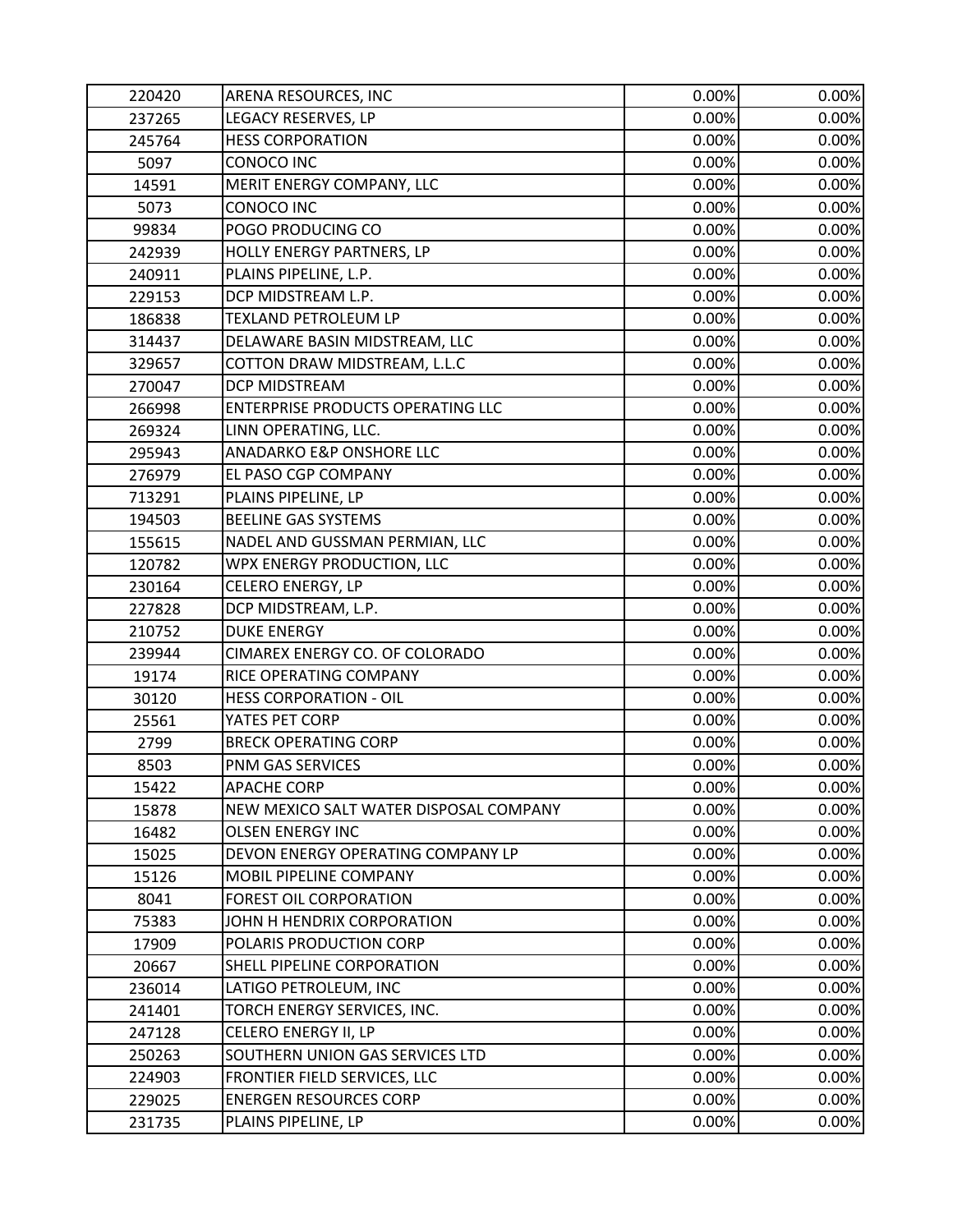| | | | |
|---|---|---|---|
| 220420 | ARENA RESOURCES, INC | 0.00% | 0.00% |
| 237265 | LEGACY RESERVES, LP | 0.00% | 0.00% |
| 245764 | HESS CORPORATION | 0.00% | 0.00% |
| 5097 | CONOCO INC | 0.00% | 0.00% |
| 14591 | MERIT ENERGY COMPANY, LLC | 0.00% | 0.00% |
| 5073 | CONOCO INC | 0.00% | 0.00% |
| 99834 | POGO PRODUCING CO | 0.00% | 0.00% |
| 242939 | HOLLY ENERGY PARTNERS, LP | 0.00% | 0.00% |
| 240911 | PLAINS PIPELINE, L.P. | 0.00% | 0.00% |
| 229153 | DCP MIDSTREAM L.P. | 0.00% | 0.00% |
| 186838 | TEXLAND PETROLEUM LP | 0.00% | 0.00% |
| 314437 | DELAWARE BASIN MIDSTREAM, LLC | 0.00% | 0.00% |
| 329657 | COTTON DRAW MIDSTREAM, L.L.C | 0.00% | 0.00% |
| 270047 | DCP MIDSTREAM | 0.00% | 0.00% |
| 266998 | ENTERPRISE PRODUCTS OPERATING LLC | 0.00% | 0.00% |
| 269324 | LINN OPERATING, LLC. | 0.00% | 0.00% |
| 295943 | ANADARKO E&P ONSHORE LLC | 0.00% | 0.00% |
| 276979 | EL PASO CGP COMPANY | 0.00% | 0.00% |
| 713291 | PLAINS PIPELINE, LP | 0.00% | 0.00% |
| 194503 | BEELINE GAS SYSTEMS | 0.00% | 0.00% |
| 155615 | NADEL AND GUSSMAN PERMIAN, LLC | 0.00% | 0.00% |
| 120782 | WPX ENERGY PRODUCTION, LLC | 0.00% | 0.00% |
| 230164 | CELERO ENERGY, LP | 0.00% | 0.00% |
| 227828 | DCP MIDSTREAM, L.P. | 0.00% | 0.00% |
| 210752 | DUKE ENERGY | 0.00% | 0.00% |
| 239944 | CIMAREX ENERGY CO. OF COLORADO | 0.00% | 0.00% |
| 19174 | RICE OPERATING COMPANY | 0.00% | 0.00% |
| 30120 | HESS CORPORATION - OIL | 0.00% | 0.00% |
| 25561 | YATES PET CORP | 0.00% | 0.00% |
| 2799 | BRECK OPERATING CORP | 0.00% | 0.00% |
| 8503 | PNM GAS SERVICES | 0.00% | 0.00% |
| 15422 | APACHE CORP | 0.00% | 0.00% |
| 15878 | NEW MEXICO SALT WATER DISPOSAL COMPANY | 0.00% | 0.00% |
| 16482 | OLSEN ENERGY INC | 0.00% | 0.00% |
| 15025 | DEVON ENERGY OPERATING COMPANY LP | 0.00% | 0.00% |
| 15126 | MOBIL PIPELINE COMPANY | 0.00% | 0.00% |
| 8041 | FOREST OIL CORPORATION | 0.00% | 0.00% |
| 75383 | JOHN H HENDRIX CORPORATION | 0.00% | 0.00% |
| 17909 | POLARIS PRODUCTION CORP | 0.00% | 0.00% |
| 20667 | SHELL PIPELINE CORPORATION | 0.00% | 0.00% |
| 236014 | LATIGO PETROLEUM, INC | 0.00% | 0.00% |
| 241401 | TORCH ENERGY SERVICES, INC. | 0.00% | 0.00% |
| 247128 | CELERO ENERGY II, LP | 0.00% | 0.00% |
| 250263 | SOUTHERN UNION GAS SERVICES LTD | 0.00% | 0.00% |
| 224903 | FRONTIER FIELD SERVICES, LLC | 0.00% | 0.00% |
| 229025 | ENERGEN RESOURCES CORP | 0.00% | 0.00% |
| 231735 | PLAINS PIPELINE, LP | 0.00% | 0.00% |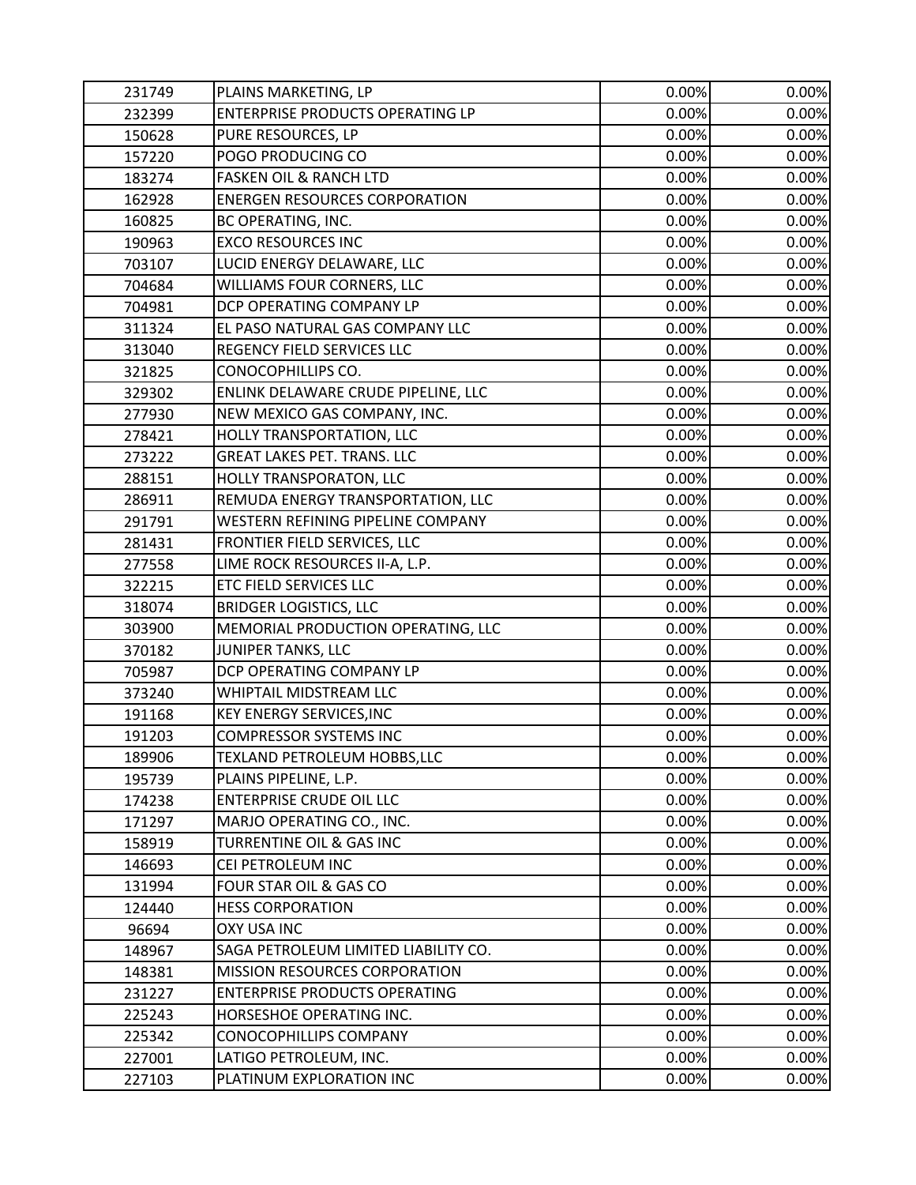| | | | |
|---|---|---|---|
| 231749 | PLAINS MARKETING, LP | 0.00% | 0.00% |
| 232399 | ENTERPRISE PRODUCTS OPERATING LP | 0.00% | 0.00% |
| 150628 | PURE RESOURCES, LP | 0.00% | 0.00% |
| 157220 | POGO PRODUCING CO | 0.00% | 0.00% |
| 183274 | FASKEN OIL & RANCH LTD | 0.00% | 0.00% |
| 162928 | ENERGEN RESOURCES CORPORATION | 0.00% | 0.00% |
| 160825 | BC OPERATING, INC. | 0.00% | 0.00% |
| 190963 | EXCO RESOURCES INC | 0.00% | 0.00% |
| 703107 | LUCID ENERGY DELAWARE, LLC | 0.00% | 0.00% |
| 704684 | WILLIAMS FOUR CORNERS, LLC | 0.00% | 0.00% |
| 704981 | DCP OPERATING COMPANY LP | 0.00% | 0.00% |
| 311324 | EL PASO NATURAL GAS COMPANY LLC | 0.00% | 0.00% |
| 313040 | REGENCY FIELD SERVICES LLC | 0.00% | 0.00% |
| 321825 | CONOCOPHILLIPS CO. | 0.00% | 0.00% |
| 329302 | ENLINK DELAWARE CRUDE PIPELINE, LLC | 0.00% | 0.00% |
| 277930 | NEW MEXICO GAS COMPANY, INC. | 0.00% | 0.00% |
| 278421 | HOLLY TRANSPORTATION, LLC | 0.00% | 0.00% |
| 273222 | GREAT LAKES PET. TRANS. LLC | 0.00% | 0.00% |
| 288151 | HOLLY TRANSPORATON, LLC | 0.00% | 0.00% |
| 286911 | REMUDA ENERGY TRANSPORTATION, LLC | 0.00% | 0.00% |
| 291791 | WESTERN REFINING PIPELINE COMPANY | 0.00% | 0.00% |
| 281431 | FRONTIER FIELD SERVICES, LLC | 0.00% | 0.00% |
| 277558 | LIME ROCK RESOURCES II-A, L.P. | 0.00% | 0.00% |
| 322215 | ETC FIELD SERVICES LLC | 0.00% | 0.00% |
| 318074 | BRIDGER LOGISTICS, LLC | 0.00% | 0.00% |
| 303900 | MEMORIAL PRODUCTION OPERATING, LLC | 0.00% | 0.00% |
| 370182 | JUNIPER TANKS, LLC | 0.00% | 0.00% |
| 705987 | DCP OPERATING COMPANY LP | 0.00% | 0.00% |
| 373240 | WHIPTAIL MIDSTREAM LLC | 0.00% | 0.00% |
| 191168 | KEY ENERGY SERVICES,INC | 0.00% | 0.00% |
| 191203 | COMPRESSOR SYSTEMS INC | 0.00% | 0.00% |
| 189906 | TEXLAND PETROLEUM HOBBS,LLC | 0.00% | 0.00% |
| 195739 | PLAINS PIPELINE, L.P. | 0.00% | 0.00% |
| 174238 | ENTERPRISE CRUDE OIL LLC | 0.00% | 0.00% |
| 171297 | MARJO OPERATING CO., INC. | 0.00% | 0.00% |
| 158919 | TURRENTINE OIL & GAS INC | 0.00% | 0.00% |
| 146693 | CEI PETROLEUM INC | 0.00% | 0.00% |
| 131994 | FOUR STAR OIL & GAS CO | 0.00% | 0.00% |
| 124440 | HESS CORPORATION | 0.00% | 0.00% |
| 96694 | OXY USA INC | 0.00% | 0.00% |
| 148967 | SAGA PETROLEUM LIMITED LIABILITY CO. | 0.00% | 0.00% |
| 148381 | MISSION RESOURCES CORPORATION | 0.00% | 0.00% |
| 231227 | ENTERPRISE PRODUCTS OPERATING | 0.00% | 0.00% |
| 225243 | HORSESHOE OPERATING INC. | 0.00% | 0.00% |
| 225342 | CONOCOPHILLIPS COMPANY | 0.00% | 0.00% |
| 227001 | LATIGO PETROLEUM, INC. | 0.00% | 0.00% |
| 227103 | PLATINUM EXPLORATION INC | 0.00% | 0.00% |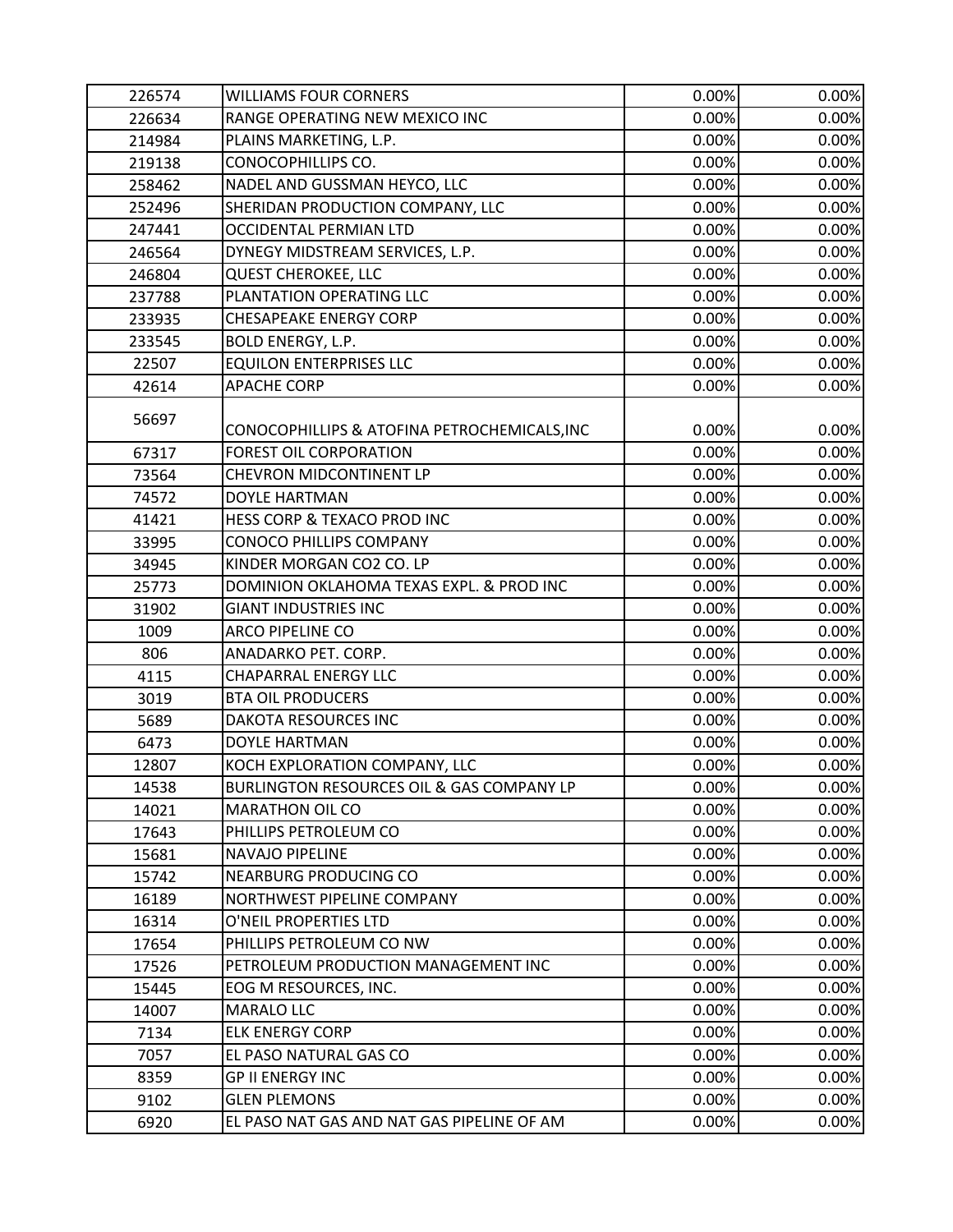| | | | |
|---|---|---|---|
| 226574 | WILLIAMS FOUR CORNERS | 0.00% | 0.00% |
| 226634 | RANGE OPERATING NEW MEXICO INC | 0.00% | 0.00% |
| 214984 | PLAINS MARKETING, L.P. | 0.00% | 0.00% |
| 219138 | CONOCOPHILLIPS CO. | 0.00% | 0.00% |
| 258462 | NADEL AND GUSSMAN HEYCO, LLC | 0.00% | 0.00% |
| 252496 | SHERIDAN PRODUCTION COMPANY, LLC | 0.00% | 0.00% |
| 247441 | OCCIDENTAL PERMIAN LTD | 0.00% | 0.00% |
| 246564 | DYNEGY MIDSTREAM SERVICES, L.P. | 0.00% | 0.00% |
| 246804 | QUEST CHEROKEE, LLC | 0.00% | 0.00% |
| 237788 | PLANTATION OPERATING LLC | 0.00% | 0.00% |
| 233935 | CHESAPEAKE ENERGY CORP | 0.00% | 0.00% |
| 233545 | BOLD ENERGY, L.P. | 0.00% | 0.00% |
| 22507 | EQUILON ENTERPRISES LLC | 0.00% | 0.00% |
| 42614 | APACHE CORP | 0.00% | 0.00% |
| 56697 | CONOCOPHILLIPS & ATOFINA PETROCHEMICALS,INC | 0.00% | 0.00% |
| 67317 | FOREST OIL CORPORATION | 0.00% | 0.00% |
| 73564 | CHEVRON MIDCONTINENT LP | 0.00% | 0.00% |
| 74572 | DOYLE HARTMAN | 0.00% | 0.00% |
| 41421 | HESS CORP & TEXACO PROD INC | 0.00% | 0.00% |
| 33995 | CONOCO PHILLIPS COMPANY | 0.00% | 0.00% |
| 34945 | KINDER MORGAN CO2 CO. LP | 0.00% | 0.00% |
| 25773 | DOMINION OKLAHOMA TEXAS EXPL. & PROD INC | 0.00% | 0.00% |
| 31902 | GIANT INDUSTRIES INC | 0.00% | 0.00% |
| 1009 | ARCO PIPELINE CO | 0.00% | 0.00% |
| 806 | ANADARKO PET. CORP. | 0.00% | 0.00% |
| 4115 | CHAPARRAL ENERGY LLC | 0.00% | 0.00% |
| 3019 | BTA OIL PRODUCERS | 0.00% | 0.00% |
| 5689 | DAKOTA RESOURCES INC | 0.00% | 0.00% |
| 6473 | DOYLE HARTMAN | 0.00% | 0.00% |
| 12807 | KOCH EXPLORATION COMPANY, LLC | 0.00% | 0.00% |
| 14538 | BURLINGTON RESOURCES OIL & GAS COMPANY LP | 0.00% | 0.00% |
| 14021 | MARATHON OIL CO | 0.00% | 0.00% |
| 17643 | PHILLIPS PETROLEUM CO | 0.00% | 0.00% |
| 15681 | NAVAJO PIPELINE | 0.00% | 0.00% |
| 15742 | NEARBURG PRODUCING CO | 0.00% | 0.00% |
| 16189 | NORTHWEST PIPELINE COMPANY | 0.00% | 0.00% |
| 16314 | O'NEIL PROPERTIES LTD | 0.00% | 0.00% |
| 17654 | PHILLIPS PETROLEUM CO NW | 0.00% | 0.00% |
| 17526 | PETROLEUM PRODUCTION MANAGEMENT INC | 0.00% | 0.00% |
| 15445 | EOG M RESOURCES, INC. | 0.00% | 0.00% |
| 14007 | MARALO LLC | 0.00% | 0.00% |
| 7134 | ELK ENERGY CORP | 0.00% | 0.00% |
| 7057 | EL PASO NATURAL GAS CO | 0.00% | 0.00% |
| 8359 | GP II ENERGY INC | 0.00% | 0.00% |
| 9102 | GLEN PLEMONS | 0.00% | 0.00% |
| 6920 | EL PASO NAT GAS AND NAT GAS PIPELINE OF AM | 0.00% | 0.00% |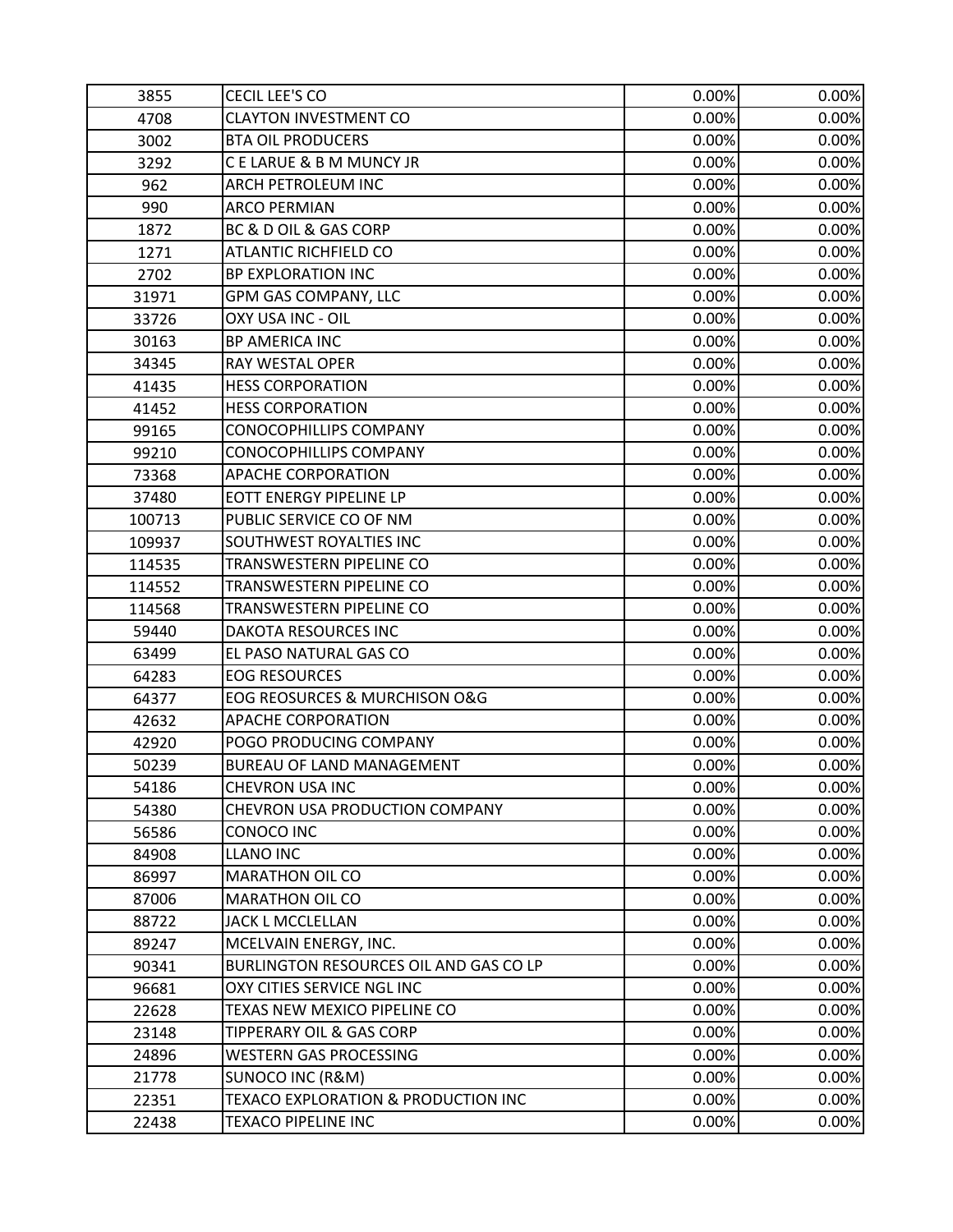| | | | |
|---|---|---|---|
| 3855 | CECIL LEE'S CO | 0.00% | 0.00% |
| 4708 | CLAYTON INVESTMENT CO | 0.00% | 0.00% |
| 3002 | BTA OIL PRODUCERS | 0.00% | 0.00% |
| 3292 | C E LARUE & B M MUNCY JR | 0.00% | 0.00% |
| 962 | ARCH PETROLEUM INC | 0.00% | 0.00% |
| 990 | ARCO PERMIAN | 0.00% | 0.00% |
| 1872 | BC & D OIL & GAS CORP | 0.00% | 0.00% |
| 1271 | ATLANTIC RICHFIELD CO | 0.00% | 0.00% |
| 2702 | BP EXPLORATION INC | 0.00% | 0.00% |
| 31971 | GPM GAS COMPANY, LLC | 0.00% | 0.00% |
| 33726 | OXY USA INC - OIL | 0.00% | 0.00% |
| 30163 | BP AMERICA INC | 0.00% | 0.00% |
| 34345 | RAY WESTAL OPER | 0.00% | 0.00% |
| 41435 | HESS CORPORATION | 0.00% | 0.00% |
| 41452 | HESS CORPORATION | 0.00% | 0.00% |
| 99165 | CONOCOPHILLIPS COMPANY | 0.00% | 0.00% |
| 99210 | CONOCOPHILLIPS COMPANY | 0.00% | 0.00% |
| 73368 | APACHE CORPORATION | 0.00% | 0.00% |
| 37480 | EOTT ENERGY PIPELINE LP | 0.00% | 0.00% |
| 100713 | PUBLIC SERVICE CO OF NM | 0.00% | 0.00% |
| 109937 | SOUTHWEST ROYALTIES INC | 0.00% | 0.00% |
| 114535 | TRANSWESTERN PIPELINE CO | 0.00% | 0.00% |
| 114552 | TRANSWESTERN PIPELINE CO | 0.00% | 0.00% |
| 114568 | TRANSWESTERN PIPELINE CO | 0.00% | 0.00% |
| 59440 | DAKOTA RESOURCES INC | 0.00% | 0.00% |
| 63499 | EL PASO NATURAL GAS CO | 0.00% | 0.00% |
| 64283 | EOG RESOURCES | 0.00% | 0.00% |
| 64377 | EOG REOSURCES & MURCHISON O&G | 0.00% | 0.00% |
| 42632 | APACHE CORPORATION | 0.00% | 0.00% |
| 42920 | POGO PRODUCING COMPANY | 0.00% | 0.00% |
| 50239 | BUREAU OF LAND MANAGEMENT | 0.00% | 0.00% |
| 54186 | CHEVRON USA INC | 0.00% | 0.00% |
| 54380 | CHEVRON USA PRODUCTION COMPANY | 0.00% | 0.00% |
| 56586 | CONOCO INC | 0.00% | 0.00% |
| 84908 | LLANO INC | 0.00% | 0.00% |
| 86997 | MARATHON OIL CO | 0.00% | 0.00% |
| 87006 | MARATHON OIL CO | 0.00% | 0.00% |
| 88722 | JACK L MCCLELLAN | 0.00% | 0.00% |
| 89247 | MCELVAIN ENERGY, INC. | 0.00% | 0.00% |
| 90341 | BURLINGTON RESOURCES OIL AND GAS CO LP | 0.00% | 0.00% |
| 96681 | OXY CITIES SERVICE NGL INC | 0.00% | 0.00% |
| 22628 | TEXAS NEW MEXICO PIPELINE CO | 0.00% | 0.00% |
| 23148 | TIPPERARY OIL & GAS CORP | 0.00% | 0.00% |
| 24896 | WESTERN GAS PROCESSING | 0.00% | 0.00% |
| 21778 | SUNOCO INC (R&M) | 0.00% | 0.00% |
| 22351 | TEXACO EXPLORATION & PRODUCTION INC | 0.00% | 0.00% |
| 22438 | TEXACO PIPELINE INC | 0.00% | 0.00% |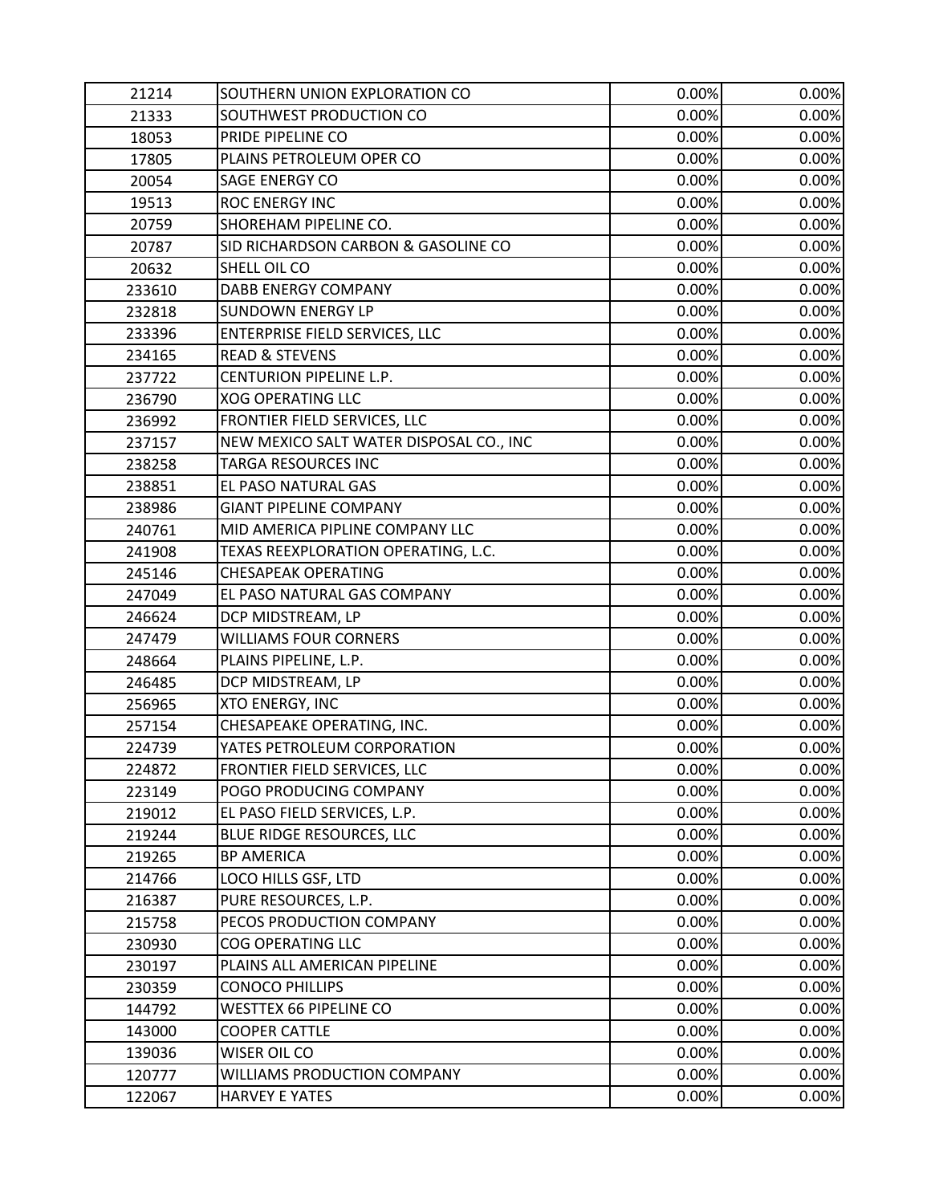| | | | |
|---|---|---|---|
| 21214 | SOUTHERN UNION EXPLORATION CO | 0.00% | 0.00% |
| 21333 | SOUTHWEST PRODUCTION CO | 0.00% | 0.00% |
| 18053 | PRIDE PIPELINE CO | 0.00% | 0.00% |
| 17805 | PLAINS PETROLEUM OPER CO | 0.00% | 0.00% |
| 20054 | SAGE ENERGY CO | 0.00% | 0.00% |
| 19513 | ROC ENERGY INC | 0.00% | 0.00% |
| 20759 | SHOREHAM PIPELINE CO. | 0.00% | 0.00% |
| 20787 | SID RICHARDSON CARBON & GASOLINE CO | 0.00% | 0.00% |
| 20632 | SHELL OIL CO | 0.00% | 0.00% |
| 233610 | DABB ENERGY COMPANY | 0.00% | 0.00% |
| 232818 | SUNDOWN ENERGY LP | 0.00% | 0.00% |
| 233396 | ENTERPRISE FIELD SERVICES, LLC | 0.00% | 0.00% |
| 234165 | READ & STEVENS | 0.00% | 0.00% |
| 237722 | CENTURION PIPELINE L.P. | 0.00% | 0.00% |
| 236790 | XOG OPERATING LLC | 0.00% | 0.00% |
| 236992 | FRONTIER FIELD SERVICES, LLC | 0.00% | 0.00% |
| 237157 | NEW MEXICO SALT WATER DISPOSAL CO., INC | 0.00% | 0.00% |
| 238258 | TARGA RESOURCES INC | 0.00% | 0.00% |
| 238851 | EL PASO NATURAL GAS | 0.00% | 0.00% |
| 238986 | GIANT PIPELINE COMPANY | 0.00% | 0.00% |
| 240761 | MID AMERICA PIPLINE COMPANY LLC | 0.00% | 0.00% |
| 241908 | TEXAS REEXPLORATION OPERATING, L.C. | 0.00% | 0.00% |
| 245146 | CHESAPEAK OPERATING | 0.00% | 0.00% |
| 247049 | EL PASO NATURAL GAS COMPANY | 0.00% | 0.00% |
| 246624 | DCP MIDSTREAM, LP | 0.00% | 0.00% |
| 247479 | WILLIAMS FOUR CORNERS | 0.00% | 0.00% |
| 248664 | PLAINS PIPELINE, L.P. | 0.00% | 0.00% |
| 246485 | DCP MIDSTREAM, LP | 0.00% | 0.00% |
| 256965 | XTO ENERGY, INC | 0.00% | 0.00% |
| 257154 | CHESAPEAKE OPERATING, INC. | 0.00% | 0.00% |
| 224739 | YATES PETROLEUM CORPORATION | 0.00% | 0.00% |
| 224872 | FRONTIER FIELD SERVICES, LLC | 0.00% | 0.00% |
| 223149 | POGO PRODUCING COMPANY | 0.00% | 0.00% |
| 219012 | EL PASO FIELD SERVICES, L.P. | 0.00% | 0.00% |
| 219244 | BLUE RIDGE RESOURCES, LLC | 0.00% | 0.00% |
| 219265 | BP AMERICA | 0.00% | 0.00% |
| 214766 | LOCO HILLS GSF, LTD | 0.00% | 0.00% |
| 216387 | PURE RESOURCES, L.P. | 0.00% | 0.00% |
| 215758 | PECOS PRODUCTION COMPANY | 0.00% | 0.00% |
| 230930 | COG OPERATING LLC | 0.00% | 0.00% |
| 230197 | PLAINS ALL AMERICAN PIPELINE | 0.00% | 0.00% |
| 230359 | CONOCO PHILLIPS | 0.00% | 0.00% |
| 144792 | WESTTEX 66 PIPELINE CO | 0.00% | 0.00% |
| 143000 | COOPER CATTLE | 0.00% | 0.00% |
| 139036 | WISER OIL CO | 0.00% | 0.00% |
| 120777 | WILLIAMS PRODUCTION COMPANY | 0.00% | 0.00% |
| 122067 | HARVEY E YATES | 0.00% | 0.00% |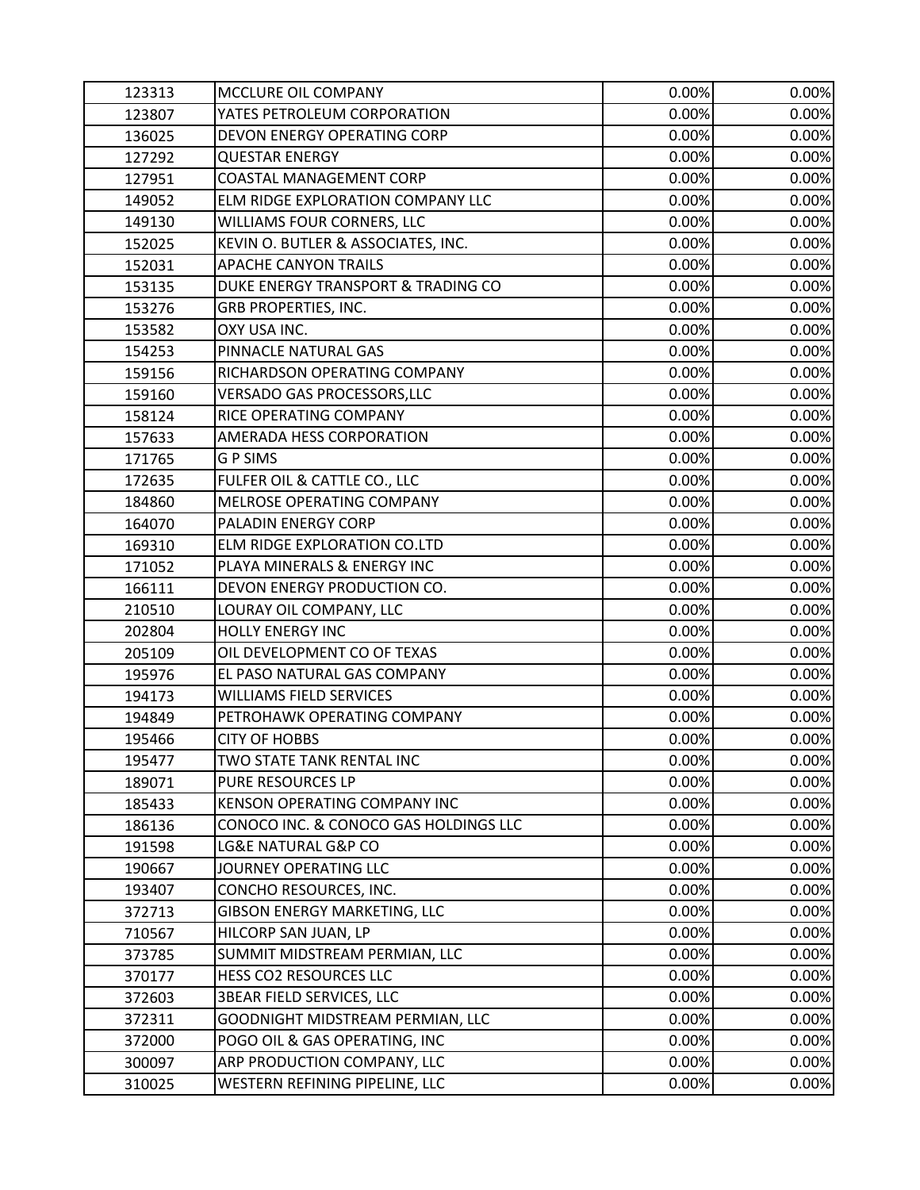| | | | |
|---|---|---|---|
| 123313 | MCCLURE OIL COMPANY | 0.00% | 0.00% |
| 123807 | YATES PETROLEUM CORPORATION | 0.00% | 0.00% |
| 136025 | DEVON ENERGY OPERATING CORP | 0.00% | 0.00% |
| 127292 | QUESTAR ENERGY | 0.00% | 0.00% |
| 127951 | COASTAL MANAGEMENT CORP | 0.00% | 0.00% |
| 149052 | ELM RIDGE EXPLORATION COMPANY LLC | 0.00% | 0.00% |
| 149130 | WILLIAMS FOUR CORNERS, LLC | 0.00% | 0.00% |
| 152025 | KEVIN O. BUTLER & ASSOCIATES, INC. | 0.00% | 0.00% |
| 152031 | APACHE CANYON TRAILS | 0.00% | 0.00% |
| 153135 | DUKE ENERGY TRANSPORT & TRADING CO | 0.00% | 0.00% |
| 153276 | GRB PROPERTIES, INC. | 0.00% | 0.00% |
| 153582 | OXY USA INC. | 0.00% | 0.00% |
| 154253 | PINNACLE NATURAL GAS | 0.00% | 0.00% |
| 159156 | RICHARDSON OPERATING COMPANY | 0.00% | 0.00% |
| 159160 | VERSADO GAS PROCESSORS,LLC | 0.00% | 0.00% |
| 158124 | RICE OPERATING COMPANY | 0.00% | 0.00% |
| 157633 | AMERADA HESS CORPORATION | 0.00% | 0.00% |
| 171765 | G P SIMS | 0.00% | 0.00% |
| 172635 | FULFER OIL & CATTLE CO., LLC | 0.00% | 0.00% |
| 184860 | MELROSE OPERATING COMPANY | 0.00% | 0.00% |
| 164070 | PALADIN ENERGY CORP | 0.00% | 0.00% |
| 169310 | ELM RIDGE EXPLORATION CO.LTD | 0.00% | 0.00% |
| 171052 | PLAYA MINERALS & ENERGY INC | 0.00% | 0.00% |
| 166111 | DEVON ENERGY PRODUCTION CO. | 0.00% | 0.00% |
| 210510 | LOURAY OIL COMPANY, LLC | 0.00% | 0.00% |
| 202804 | HOLLY ENERGY INC | 0.00% | 0.00% |
| 205109 | OIL DEVELOPMENT CO OF TEXAS | 0.00% | 0.00% |
| 195976 | EL PASO NATURAL GAS COMPANY | 0.00% | 0.00% |
| 194173 | WILLIAMS FIELD SERVICES | 0.00% | 0.00% |
| 194849 | PETROHAWK OPERATING COMPANY | 0.00% | 0.00% |
| 195466 | CITY OF HOBBS | 0.00% | 0.00% |
| 195477 | TWO STATE TANK RENTAL INC | 0.00% | 0.00% |
| 189071 | PURE RESOURCES LP | 0.00% | 0.00% |
| 185433 | KENSON OPERATING COMPANY INC | 0.00% | 0.00% |
| 186136 | CONOCO INC. & CONOCO GAS HOLDINGS LLC | 0.00% | 0.00% |
| 191598 | LG&E NATURAL G&P CO | 0.00% | 0.00% |
| 190667 | JOURNEY OPERATING LLC | 0.00% | 0.00% |
| 193407 | CONCHO RESOURCES, INC. | 0.00% | 0.00% |
| 372713 | GIBSON ENERGY MARKETING, LLC | 0.00% | 0.00% |
| 710567 | HILCORP SAN JUAN, LP | 0.00% | 0.00% |
| 373785 | SUMMIT MIDSTREAM PERMIAN, LLC | 0.00% | 0.00% |
| 370177 | HESS CO2 RESOURCES LLC | 0.00% | 0.00% |
| 372603 | 3BEAR FIELD SERVICES, LLC | 0.00% | 0.00% |
| 372311 | GOODNIGHT MIDSTREAM PERMIAN, LLC | 0.00% | 0.00% |
| 372000 | POGO OIL & GAS OPERATING, INC | 0.00% | 0.00% |
| 300097 | ARP PRODUCTION COMPANY, LLC | 0.00% | 0.00% |
| 310025 | WESTERN REFINING PIPELINE, LLC | 0.00% | 0.00% |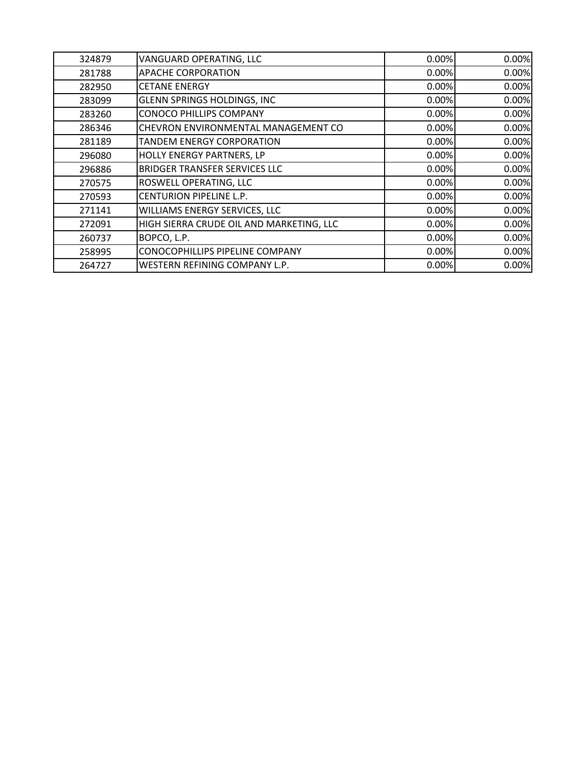| | | | |
|---|---|---|---|
| 324879 | VANGUARD OPERATING, LLC | 0.00% | 0.00% |
| 281788 | APACHE CORPORATION | 0.00% | 0.00% |
| 282950 | CETANE ENERGY | 0.00% | 0.00% |
| 283099 | GLENN SPRINGS HOLDINGS, INC | 0.00% | 0.00% |
| 283260 | CONOCO PHILLIPS COMPANY | 0.00% | 0.00% |
| 286346 | CHEVRON ENVIRONMENTAL MANAGEMENT CO | 0.00% | 0.00% |
| 281189 | TANDEM ENERGY CORPORATION | 0.00% | 0.00% |
| 296080 | HOLLY ENERGY PARTNERS, LP | 0.00% | 0.00% |
| 296886 | BRIDGER TRANSFER SERVICES LLC | 0.00% | 0.00% |
| 270575 | ROSWELL OPERATING, LLC | 0.00% | 0.00% |
| 270593 | CENTURION PIPELINE L.P. | 0.00% | 0.00% |
| 271141 | WILLIAMS ENERGY SERVICES, LLC | 0.00% | 0.00% |
| 272091 | HIGH SIERRA CRUDE OIL AND MARKETING, LLC | 0.00% | 0.00% |
| 260737 | BOPCO, L.P. | 0.00% | 0.00% |
| 258995 | CONOCOPHILLIPS PIPELINE COMPANY | 0.00% | 0.00% |
| 264727 | WESTERN REFINING COMPANY L.P. | 0.00% | 0.00% |